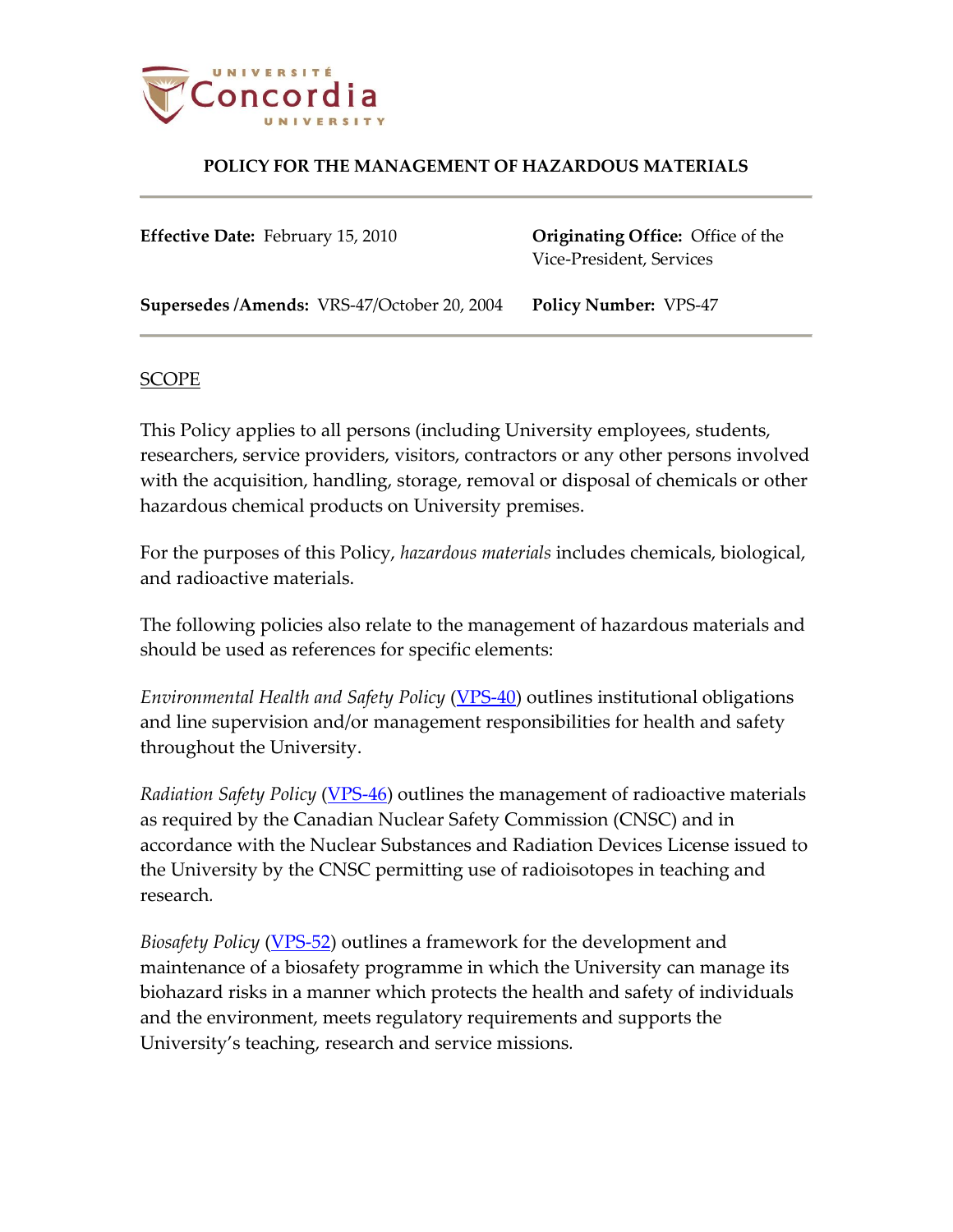# POLICY FOR THE MANAGEMENT OF HAZARDOUS MATERIALS

**Effective Date:** February 15, 2010

**Originating Office:** Office of the Vice-President, Services

**Supersedes /Amends:** VRS-47/October 20, 2004

**Policy Number:** VPS-47

## SCOPE

This Policy applies to all persons (including University employees, students, researchers, service providers, visitors, contractors or any other persons involved with the acquisition, handling, storage, removal or disposal of chemicals or other hazardous chemical products on University premises.

For the purposes of this Policy, *hazardous materials* includes chemicals, biological, and radioactive materials.

The following policies also relate to the management of hazardous materials and should be used as references for specific elements:

*Environmental Health and Safety Policy* (VPS-40) outlines institutional obligations and line supervision and/or management responsibilities for health and safety throughout the University.

*Radiation Safety Policy* (VPS-46) outlines the management of radioactive materials as required by the Canadian Nuclear Safety Commission (CNSC) and in accordance with the Nuclear Substances and Radiation Devices License issued to the University by the CNSC permitting use of radioisotopes in teaching and research.

*Biosafety Policy* (VPS-52) outlines a framework for the development and maintenance of a biosafety programme in which the University can manage its biohazard risks in a manner which protects the health and safety of individuals and the environment, meets regulatory requirements and supports the University's teaching, research and service missions.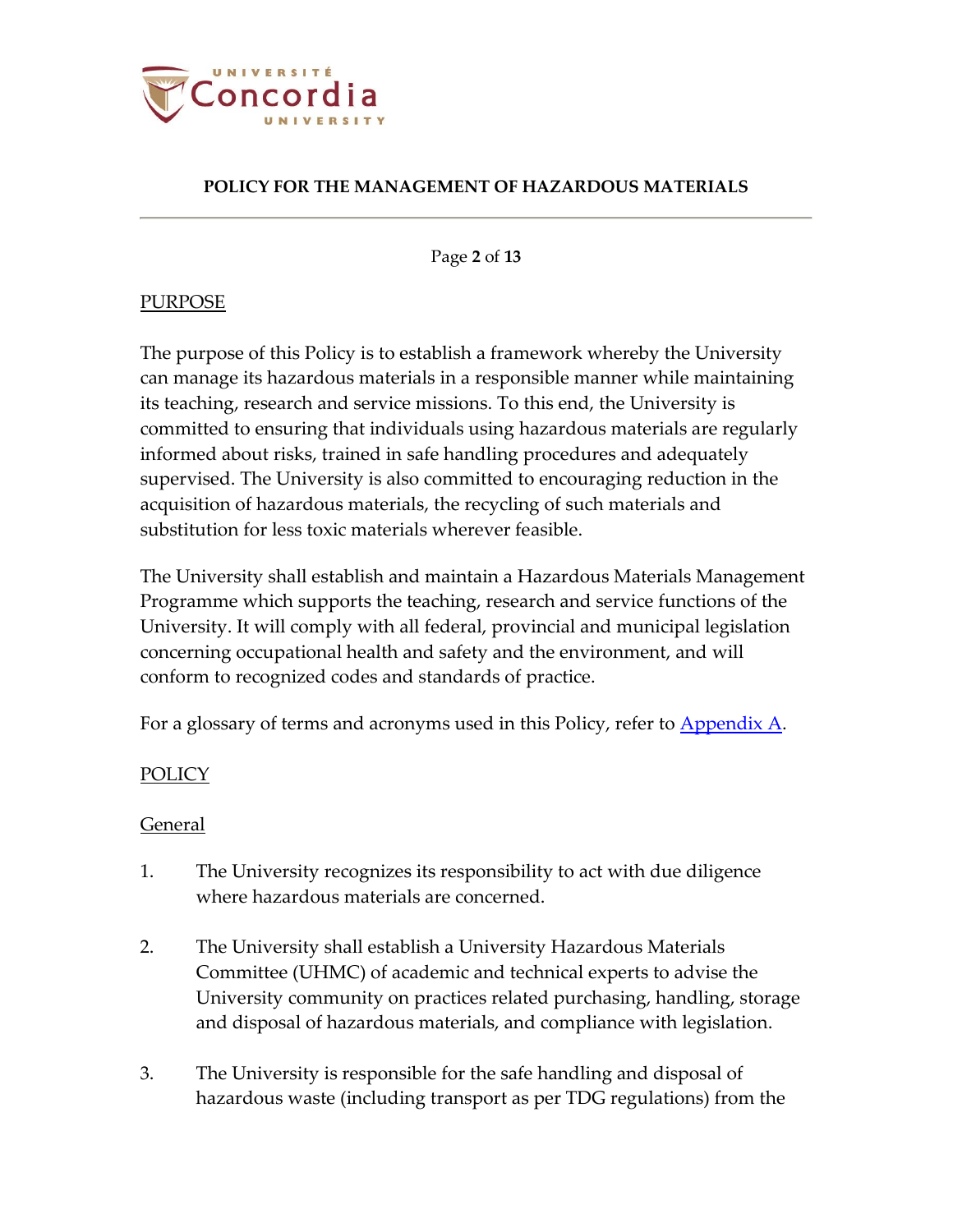## PURPOSE

The purpose of this Policy is to establish a framework whereby the University can manage its hazardous materials in a responsible manner while maintaining its teaching, research and service missions. To this end, the University is committed to ensuring that individuals using hazardous materials are regularly informed about risks, trained in safe handling procedures and adequately supervised. The University is also committed to encouraging reduction in the acquisition of hazardous materials, the recycling of such materials and substitution for less toxic materials wherever feasible.

The University shall establish and maintain a Hazardous Materials Management Programme which supports the teaching, research and service functions of the University. It will comply with all federal, provincial and municipal legislation concerning occupational health and safety and the environment, and will conform to recognized codes and standards of practice.

For a glossary of terms and acronyms used in this Policy, refer to Appendix A.

## POLICY

### General

1. The University recognizes its responsibility to act with due diligence where hazardous materials are concerned.

2. The University shall establish a University Hazardous Materials Committee (UHMC) of academic and technical experts to advise the University community on practices related purchasing, handling, storage and disposal of hazardous materials, and compliance with legislation.

3. The University is responsible for the safe handling and disposal of hazardous waste (including transport as per TDG regulations) from the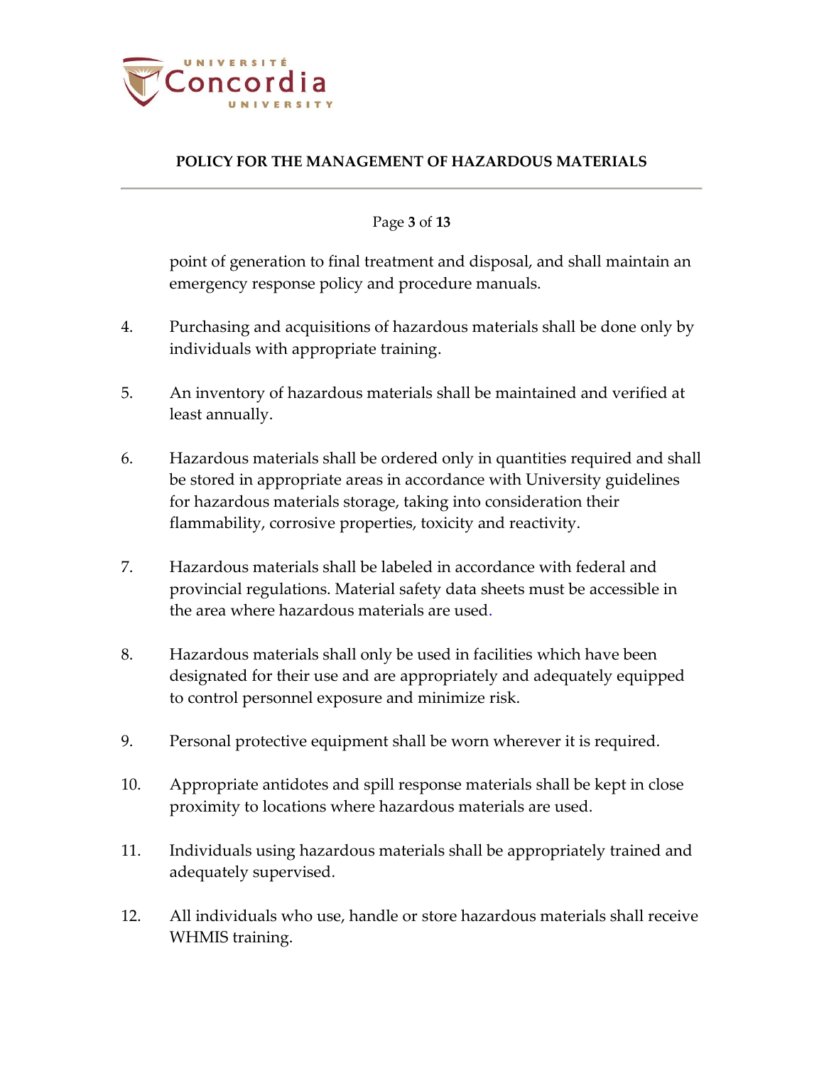point of generation to final treatment and disposal, and shall maintain an emergency response policy and procedure manuals.

4. Purchasing and acquisitions of hazardous materials shall be done only by individuals with appropriate training.

5. An inventory of hazardous materials shall be maintained and verified at least annually.

6. Hazardous materials shall be ordered only in quantities required and shall be stored in appropriate areas in accordance with University guidelines for hazardous materials storage, taking into consideration their flammability, corrosive properties, toxicity and reactivity.

7. Hazardous materials shall be labeled in accordance with federal and provincial regulations. Material safety data sheets must be accessible in the area where hazardous materials are used.

8. Hazardous materials shall only be used in facilities which have been designated for their use and are appropriately and adequately equipped to control personnel exposure and minimize risk.

9. Personal protective equipment shall be worn wherever it is required.

10. Appropriate antidotes and spill response materials shall be kept in close proximity to locations where hazardous materials are used.

11. Individuals using hazardous materials shall be appropriately trained and adequately supervised.

12. All individuals who use, handle or store hazardous materials shall receive WHMIS training.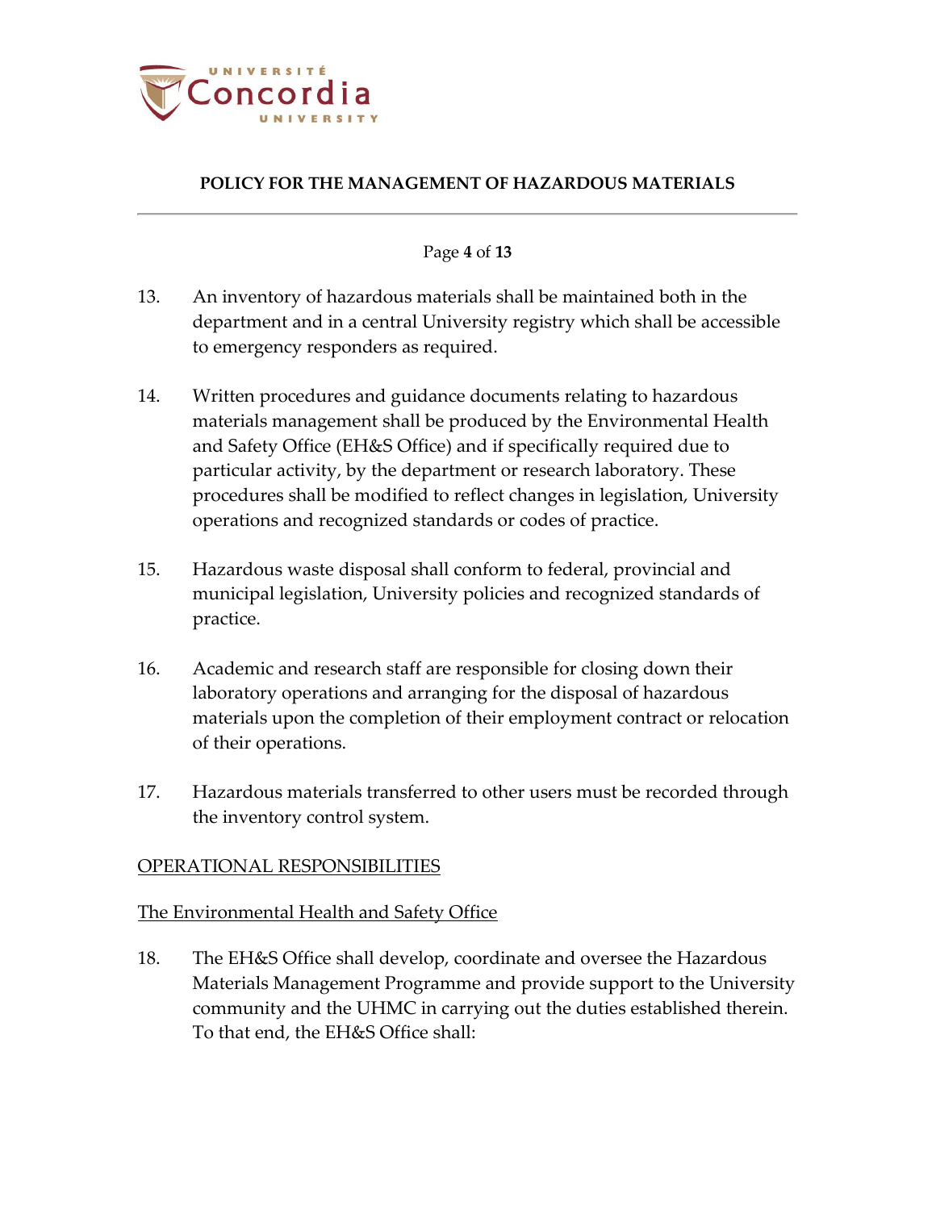13. An inventory of hazardous materials shall be maintained both in the department and in a central University registry which shall be accessible to emergency responders as required.

14. Written procedures and guidance documents relating to hazardous materials management shall be produced by the Environmental Health and Safety Office (EH&S Office) and if specifically required due to particular activity, by the department or research laboratory. These procedures shall be modified to reflect changes in legislation, University operations and recognized standards or codes of practice.

15. Hazardous waste disposal shall conform to federal, provincial and municipal legislation, University policies and recognized standards of practice.

16. Academic and research staff are responsible for closing down their laboratory operations and arranging for the disposal of hazardous materials upon the completion of their employment contract or relocation of their operations.

17. Hazardous materials transferred to other users must be recorded through the inventory control system.

## OPERATIONAL RESPONSIBILITIES

### The Environmental Health and Safety Office

18. The EH&S Office shall develop, coordinate and oversee the Hazardous Materials Management Programme and provide support to the University community and the UHMC in carrying out the duties established therein. To that end, the EH&S Office shall: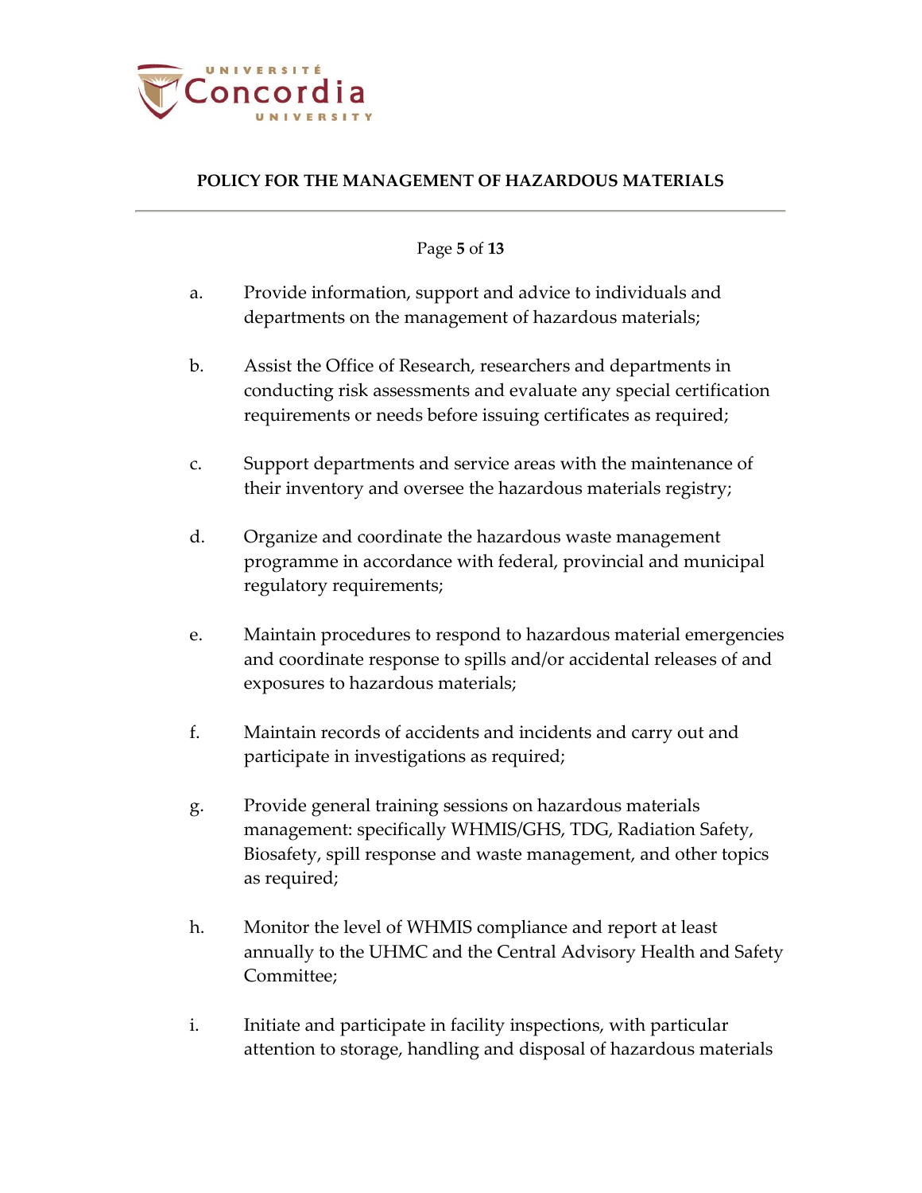a. Provide information, support and advice to individuals and departments on the management of hazardous materials;

b. Assist the Office of Research, researchers and departments in conducting risk assessments and evaluate any special certification requirements or needs before issuing certificates as required;

c. Support departments and service areas with the maintenance of their inventory and oversee the hazardous materials registry;

d. Organize and coordinate the hazardous waste management programme in accordance with federal, provincial and municipal regulatory requirements;

e. Maintain procedures to respond to hazardous material emergencies and coordinate response to spills and/or accidental releases of and exposures to hazardous materials;

f. Maintain records of accidents and incidents and carry out and participate in investigations as required;

g. Provide general training sessions on hazardous materials management: specifically WHMIS/GHS, TDG, Radiation Safety, Biosafety, spill response and waste management, and other topics as required;

h. Monitor the level of WHMIS compliance and report at least annually to the UHMC and the Central Advisory Health and Safety Committee;

i. Initiate and participate in facility inspections, with particular attention to storage, handling and disposal of hazardous materials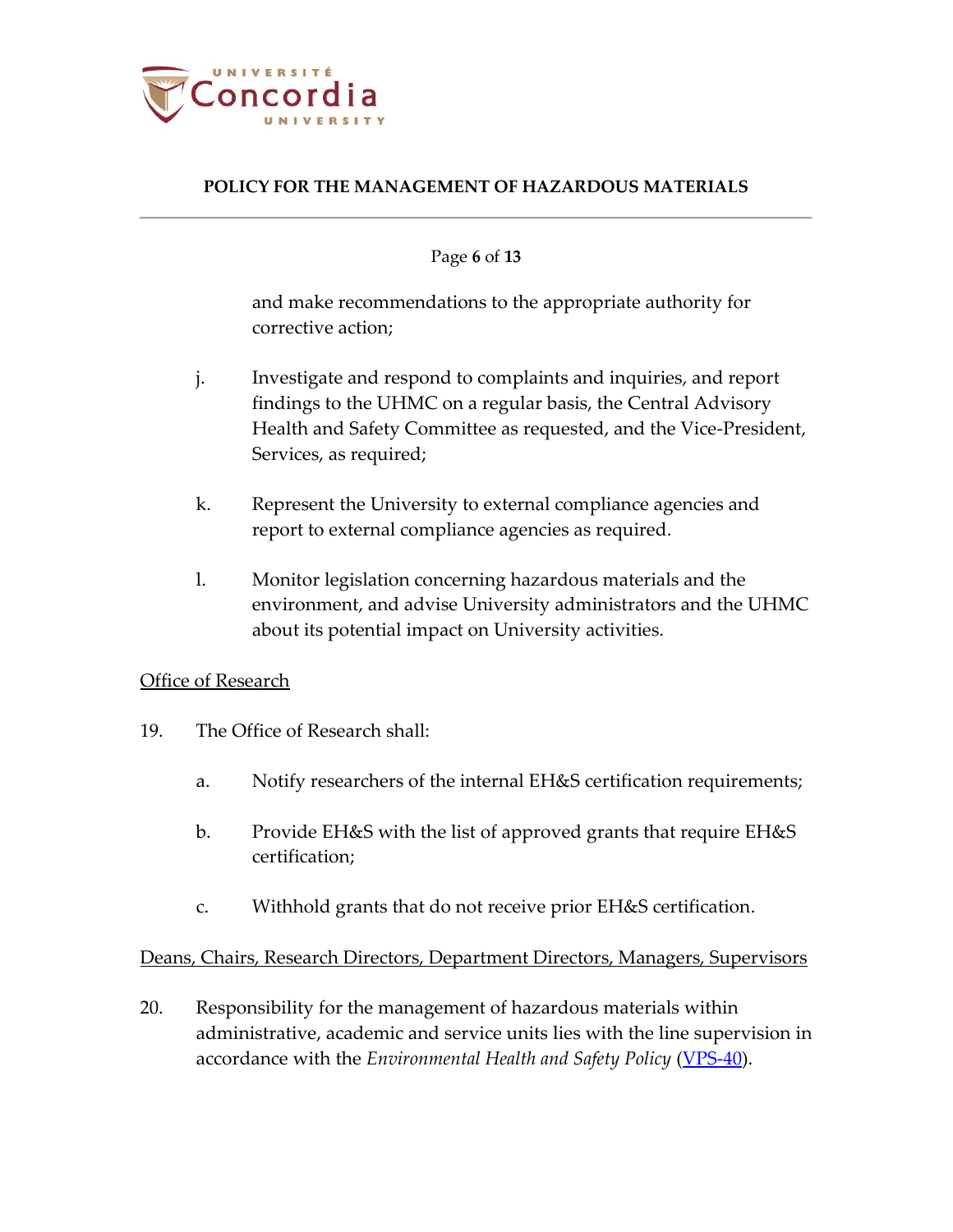and make recommendations to the appropriate authority for corrective action;

j. Investigate and respond to complaints and inquiries, and report findings to the UHMC on a regular basis, the Central Advisory Health and Safety Committee as requested, and the Vice-President, Services, as required;

k. Represent the University to external compliance agencies and report to external compliance agencies as required.

l. Monitor legislation concerning hazardous materials and the environment, and advise University administrators and the UHMC about its potential impact on University activities.

<u>Office of Research</u>

19. The Office of Research shall:

   a. Notify researchers of the internal EH&S certification requirements;

   b. Provide EH&S with the list of approved grants that require EH&S certification;

   c. Withhold grants that do not receive prior EH&S certification.

<u>Deans, Chairs, Research Directors, Department Directors, Managers, Supervisors</u>

20. Responsibility for the management of hazardous materials within administrative, academic and service units lies with the line supervision in accordance with the *Environmental Health and Safety Policy* (VPS-40).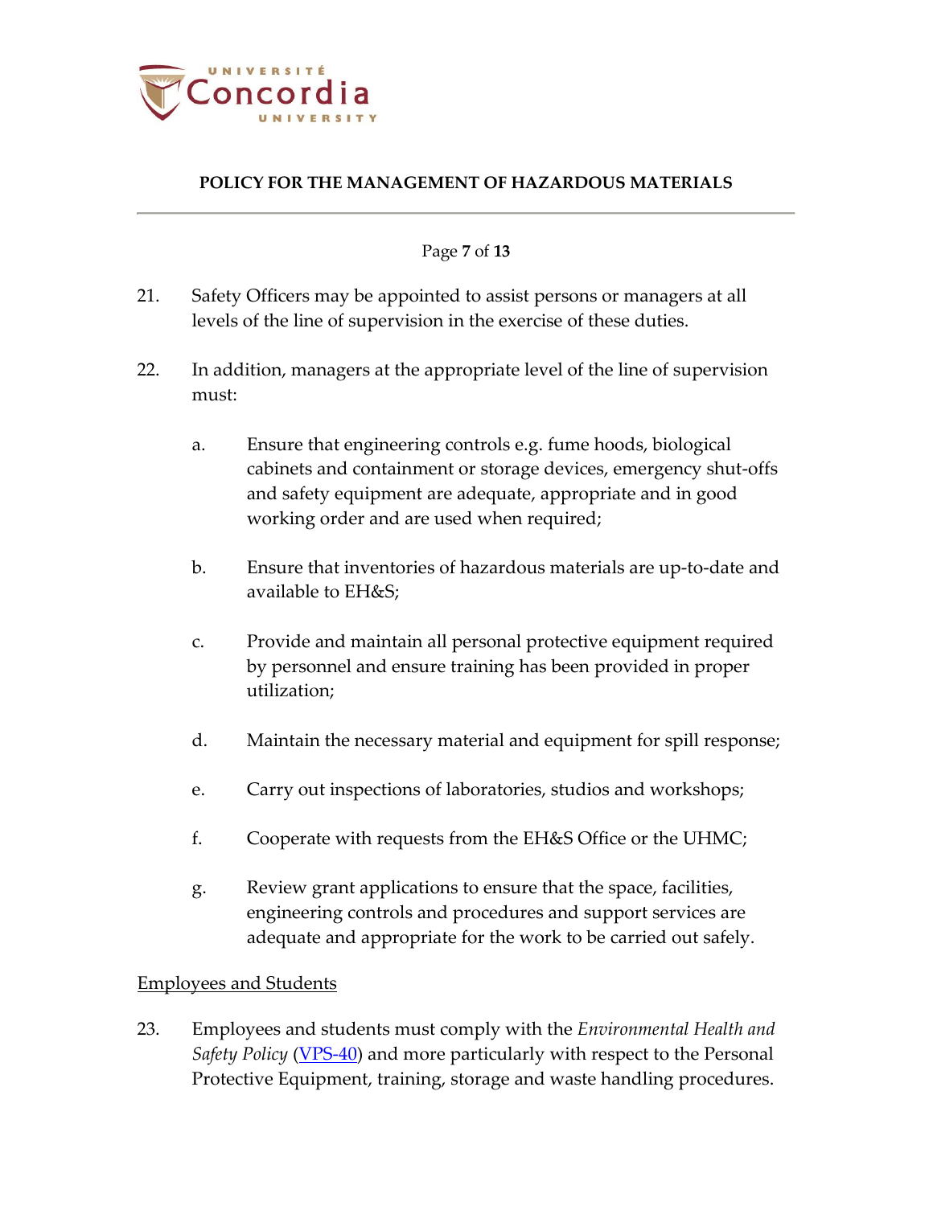21. Safety Officers may be appointed to assist persons or managers at all levels of the line of supervision in the exercise of these duties.

22. In addition, managers at the appropriate level of the line of supervision must:

    a. Ensure that engineering controls e.g. fume hoods, biological cabinets and containment or storage devices, emergency shut-offs and safety equipment are adequate, appropriate and in good working order and are used when required;

    b. Ensure that inventories of hazardous materials are up-to-date and available to EH&S;

    c. Provide and maintain all personal protective equipment required by personnel and ensure training has been provided in proper utilization;

    d. Maintain the necessary material and equipment for spill response;

    e. Carry out inspections of laboratories, studios and workshops;

    f. Cooperate with requests from the EH&S Office or the UHMC;

    g. Review grant applications to ensure that the space, facilities, engineering controls and procedures and support services are adequate and appropriate for the work to be carried out safely.

<u>Employees and Students</u>

23. Employees and students must comply with the *Environmental Health and Safety Policy* (VPS-40) and more particularly with respect to the Personal Protective Equipment, training, storage and waste handling procedures.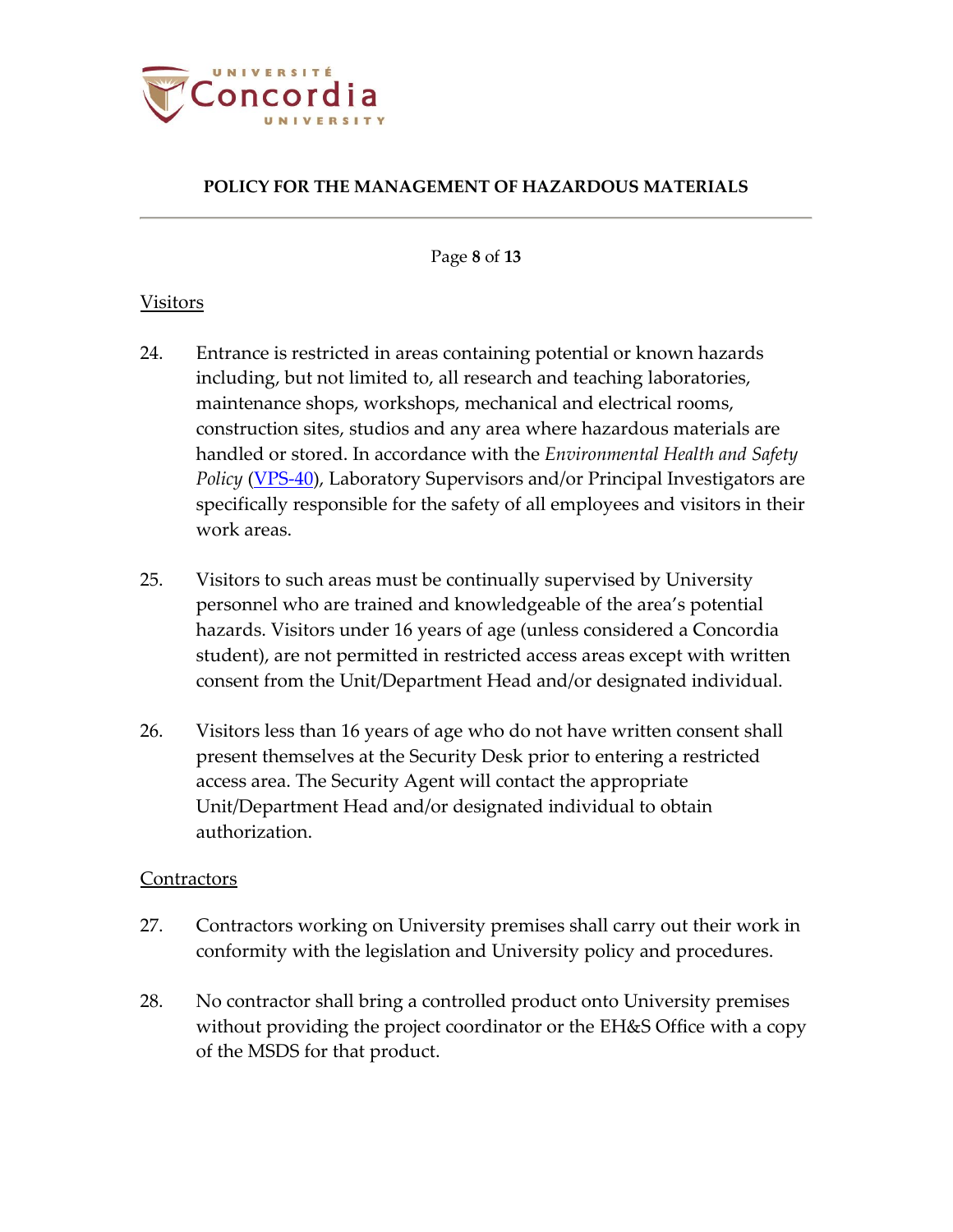## Visitors

24. Entrance is restricted in areas containing potential or known hazards including, but not limited to, all research and teaching laboratories, maintenance shops, workshops, mechanical and electrical rooms, construction sites, studios and any area where hazardous materials are handled or stored. In accordance with the *Environmental Health and Safety Policy* (VPS-40), Laboratory Supervisors and/or Principal Investigators are specifically responsible for the safety of all employees and visitors in their work areas.

25. Visitors to such areas must be continually supervised by University personnel who are trained and knowledgeable of the area's potential hazards. Visitors under 16 years of age (unless considered a Concordia student), are not permitted in restricted access areas except with written consent from the Unit/Department Head and/or designated individual.

26. Visitors less than 16 years of age who do not have written consent shall present themselves at the Security Desk prior to entering a restricted access area. The Security Agent will contact the appropriate Unit/Department Head and/or designated individual to obtain authorization.

## Contractors

27. Contractors working on University premises shall carry out their work in conformity with the legislation and University policy and procedures.

28. No contractor shall bring a controlled product onto University premises without providing the project coordinator or the EH&S Office with a copy of the MSDS for that product.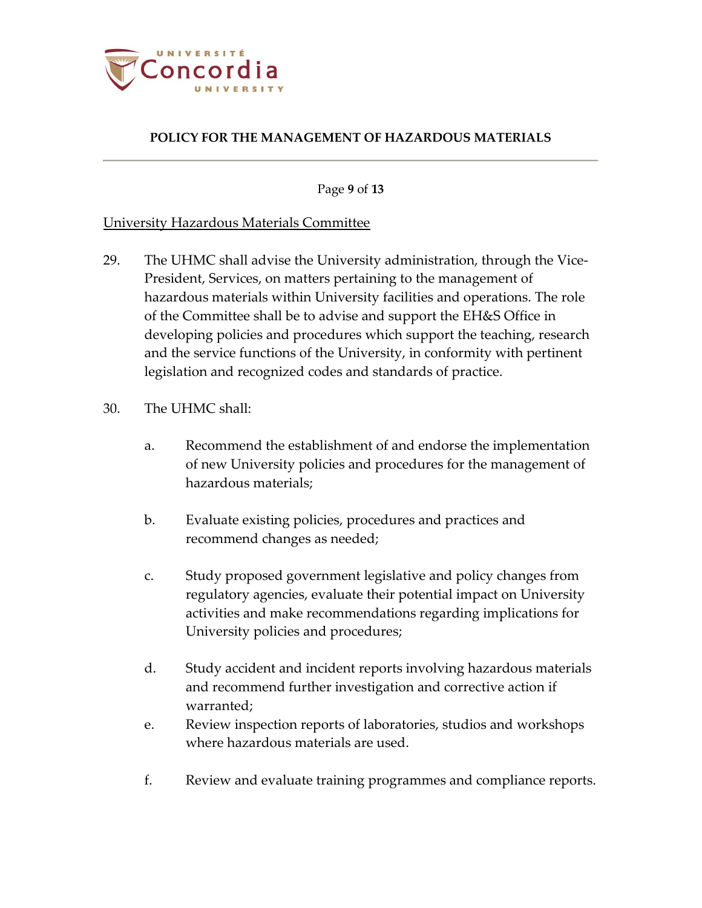University Hazardous Materials Committee

29. The UHMC shall advise the University administration, through the Vice-President, Services, on matters pertaining to the management of hazardous materials within University facilities and operations. The role of the Committee shall be to advise and support the EH&S Office in developing policies and procedures which support the teaching, research and the service functions of the University, in conformity with pertinent legislation and recognized codes and standards of practice.

30. The UHMC shall:

    a. Recommend the establishment of and endorse the implementation of new University policies and procedures for the management of hazardous materials;

    b. Evaluate existing policies, procedures and practices and recommend changes as needed;

    c. Study proposed government legislative and policy changes from regulatory agencies, evaluate their potential impact on University activities and make recommendations regarding implications for University policies and procedures;

    d. Study accident and incident reports involving hazardous materials and recommend further investigation and corrective action if warranted;

    e. Review inspection reports of laboratories, studios and workshops where hazardous materials are used.

    f. Review and evaluate training programmes and compliance reports.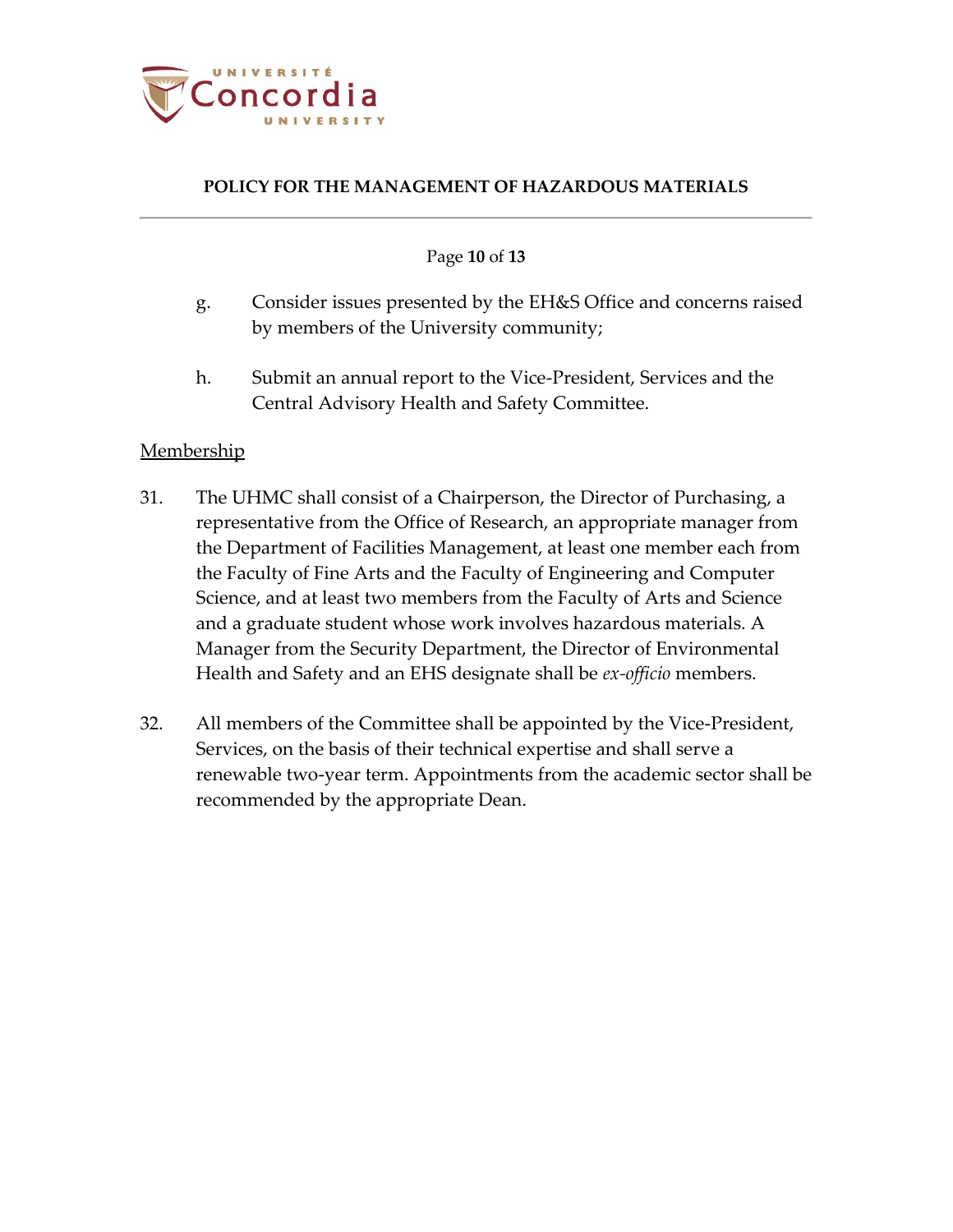g. Consider issues presented by the EH&S Office and concerns raised by members of the University community;

h. Submit an annual report to the Vice-President, Services and the Central Advisory Health and Safety Committee.

<u>Membership</u>

31. The UHMC shall consist of a Chairperson, the Director of Purchasing, a representative from the Office of Research, an appropriate manager from the Department of Facilities Management, at least one member each from the Faculty of Fine Arts and the Faculty of Engineering and Computer Science, and at least two members from the Faculty of Arts and Science and a graduate student whose work involves hazardous materials. A Manager from the Security Department, the Director of Environmental Health and Safety and an EHS designate shall be *ex-officio* members.

32. All members of the Committee shall be appointed by the Vice-President, Services, on the basis of their technical expertise and shall serve a renewable two-year term. Appointments from the academic sector shall be recommended by the appropriate Dean.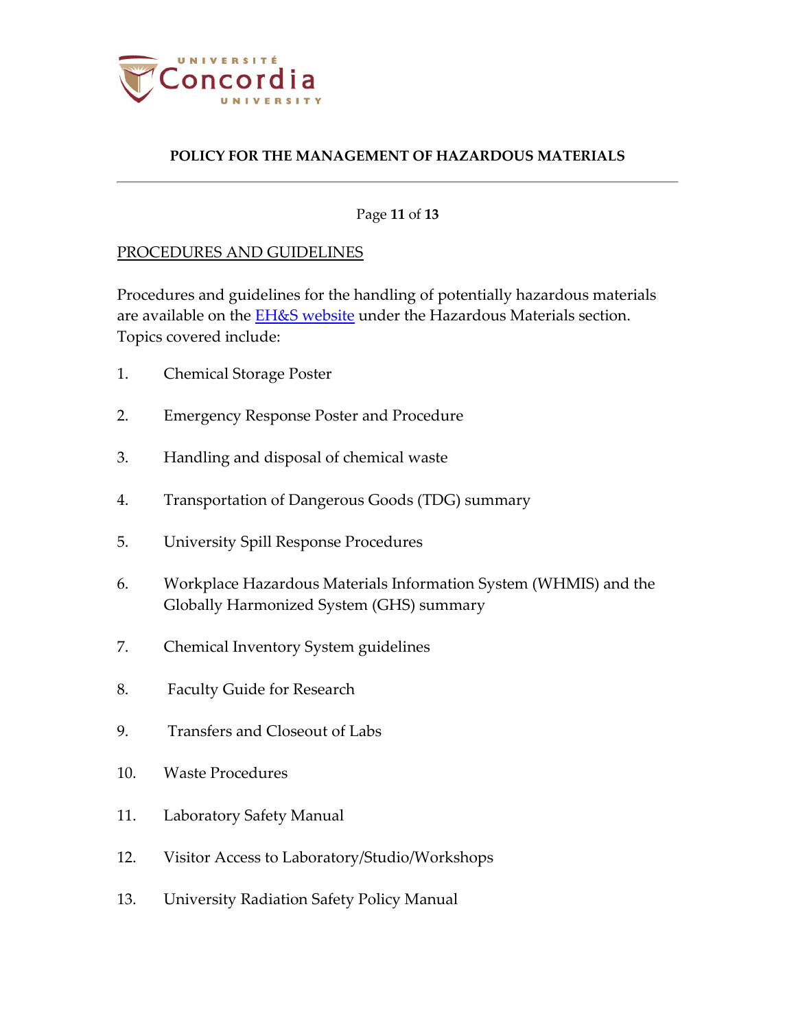## PROCEDURES AND GUIDELINES

Procedures and guidelines for the handling of potentially hazardous materials are available on the [EH&S website](#) under the Hazardous Materials section. Topics covered include:

1. Chemical Storage Poster
2. Emergency Response Poster and Procedure
3. Handling and disposal of chemical waste
4. Transportation of Dangerous Goods (TDG) summary
5. University Spill Response Procedures
6. Workplace Hazardous Materials Information System (WHMIS) and the Globally Harmonized System (GHS) summary
7. Chemical Inventory System guidelines
8. Faculty Guide for Research
9. Transfers and Closeout of Labs
10. Waste Procedures
11. Laboratory Safety Manual
12. Visitor Access to Laboratory/Studio/Workshops
13. University Radiation Safety Policy Manual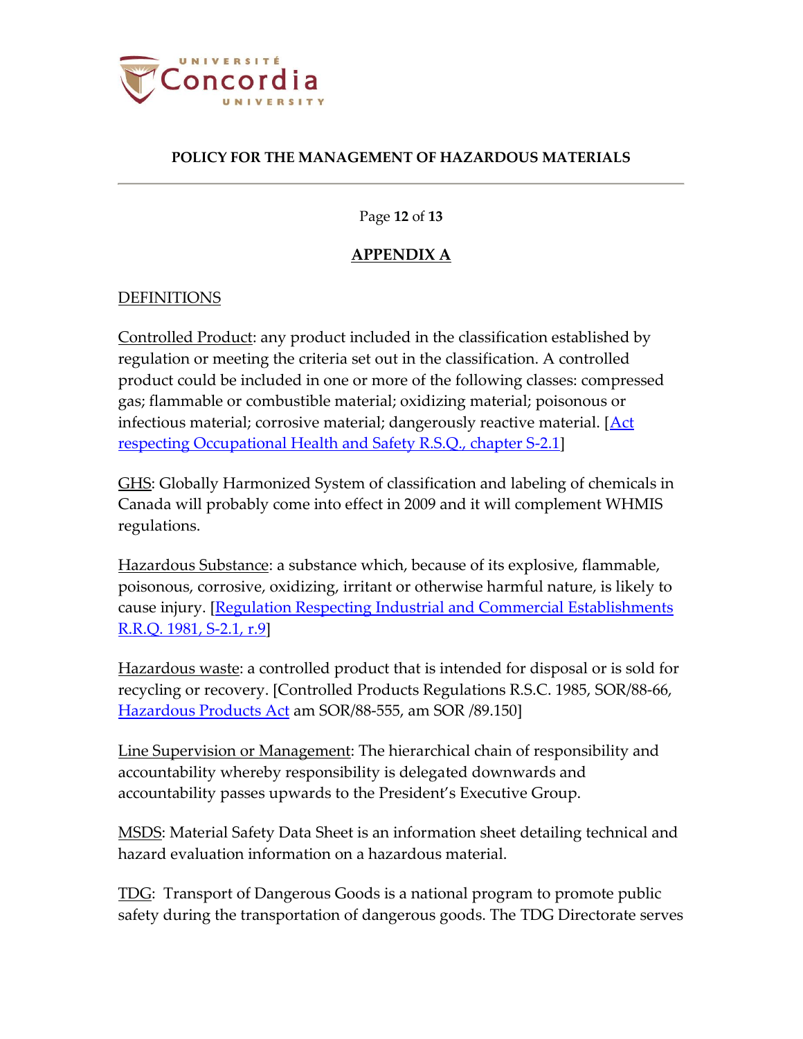## APPENDIX A

DEFINITIONS

Controlled Product: any product included in the classification established by regulation or meeting the criteria set out in the classification. A controlled product could be included in one or more of the following classes: compressed gas; flammable or combustible material; oxidizing material; poisonous or infectious material; corrosive material; dangerously reactive material. [Act respecting Occupational Health and Safety R.S.Q., chapter S-2.1]

GHS: Globally Harmonized System of classification and labeling of chemicals in Canada will probably come into effect in 2009 and it will complement WHMIS regulations.

Hazardous Substance: a substance which, because of its explosive, flammable, poisonous, corrosive, oxidizing, irritant or otherwise harmful nature, is likely to cause injury. [Regulation Respecting Industrial and Commercial Establishments R.R.Q. 1981, S-2.1, r.9]

Hazardous waste: a controlled product that is intended for disposal or is sold for recycling or recovery. [Controlled Products Regulations R.S.C. 1985, SOR/88-66, Hazardous Products Act am SOR/88-555, am SOR /89.150]

Line Supervision or Management: The hierarchical chain of responsibility and accountability whereby responsibility is delegated downwards and accountability passes upwards to the President's Executive Group.

MSDS: Material Safety Data Sheet is an information sheet detailing technical and hazard evaluation information on a hazardous material.

TDG: Transport of Dangerous Goods is a national program to promote public safety during the transportation of dangerous goods. The TDG Directorate serves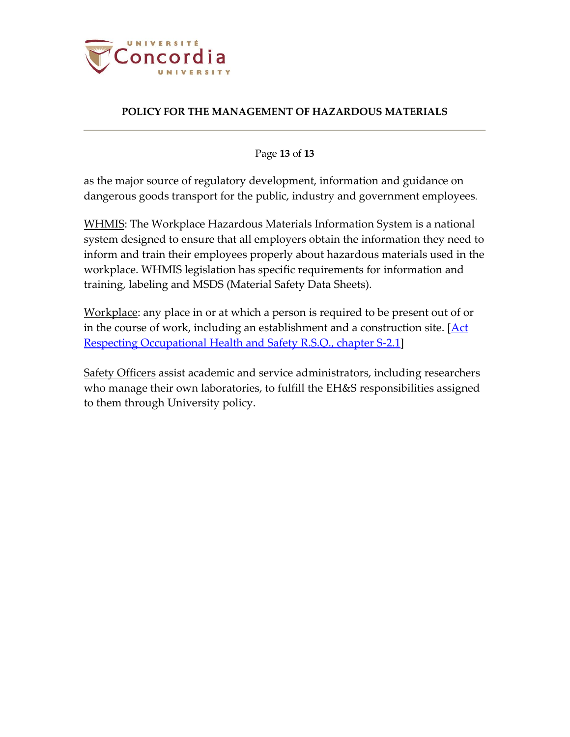as the major source of regulatory development, information and guidance on dangerous goods transport for the public, industry and government employees.

WHMIS: The Workplace Hazardous Materials Information System is a national system designed to ensure that all employers obtain the information they need to inform and train their employees properly about hazardous materials used in the workplace. WHMIS legislation has specific requirements for information and training, labeling and MSDS (Material Safety Data Sheets).

Workplace: any place in or at which a person is required to be present out of or in the course of work, including an establishment and a construction site. [Act Respecting Occupational Health and Safety R.S.Q., chapter S-2.1]

Safety Officers assist academic and service administrators, including researchers who manage their own laboratories, to fulfill the EH&S responsibilities assigned to them through University policy.